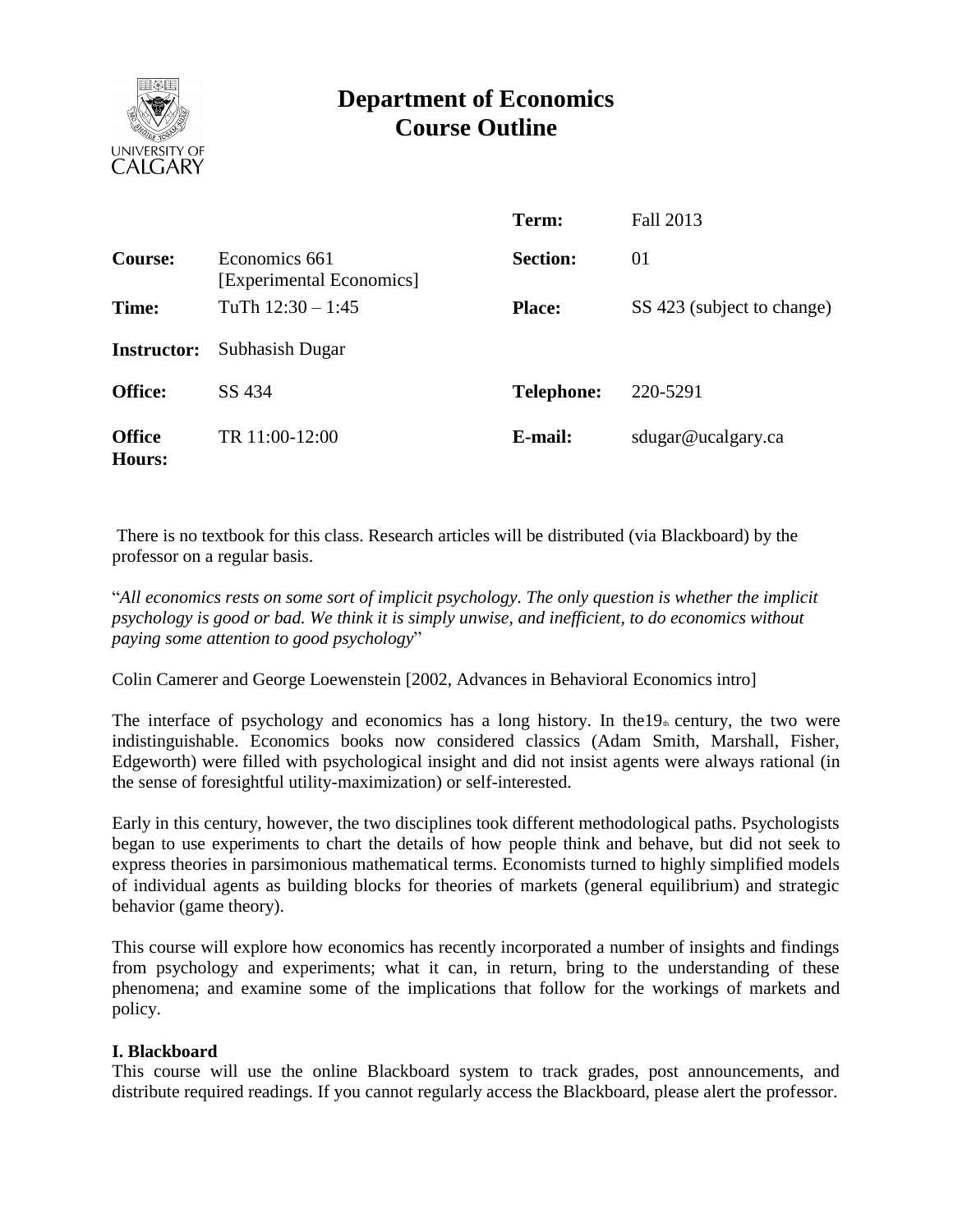# Department of Economics
# Course Outline

| | | | |
|---|---|---|---|
| | | **Term:** | Fall 2013 |
| **Course:** | Economics 661 [Experimental Economics] | **Section:** | 01 |
| **Time:** | TuTh 12:30 – 1:45 | **Place:** | SS 423 (subject to change) |
| **Instructor:** | Subhasish Dugar | | |
| **Office:** | SS 434 | **Telephone:** | 220-5291 |
| **Office Hours:** | TR 11:00-12:00 | **E-mail:** | sdugar@ucalgary.ca |

There is no textbook for this class. Research articles will be distributed (via Blackboard) by the professor on a regular basis.

"*All economics rests on some sort of implicit psychology. The only question is whether the implicit psychology is good or bad. We think it is simply unwise, and inefficient, to do economics without paying some attention to good psychology*"

Colin Camerer and George Loewenstein [2002, Advances in Behavioral Economics intro]

The interface of psychology and economics has a long history. In the19th century, the two were indistinguishable. Economics books now considered classics (Adam Smith, Marshall, Fisher, Edgeworth) were filled with psychological insight and did not insist agents were always rational (in the sense of foresightful utility-maximization) or self-interested.

Early in this century, however, the two disciplines took different methodological paths. Psychologists began to use experiments to chart the details of how people think and behave, but did not seek to express theories in parsimonious mathematical terms. Economists turned to highly simplified models of individual agents as building blocks for theories of markets (general equilibrium) and strategic behavior (game theory).

This course will explore how economics has recently incorporated a number of insights and findings from psychology and experiments; what it can, in return, bring to the understanding of these phenomena; and examine some of the implications that follow for the workings of markets and policy.

### I. Blackboard

This course will use the online Blackboard system to track grades, post announcements, and distribute required readings. If you cannot regularly access the Blackboard, please alert the professor.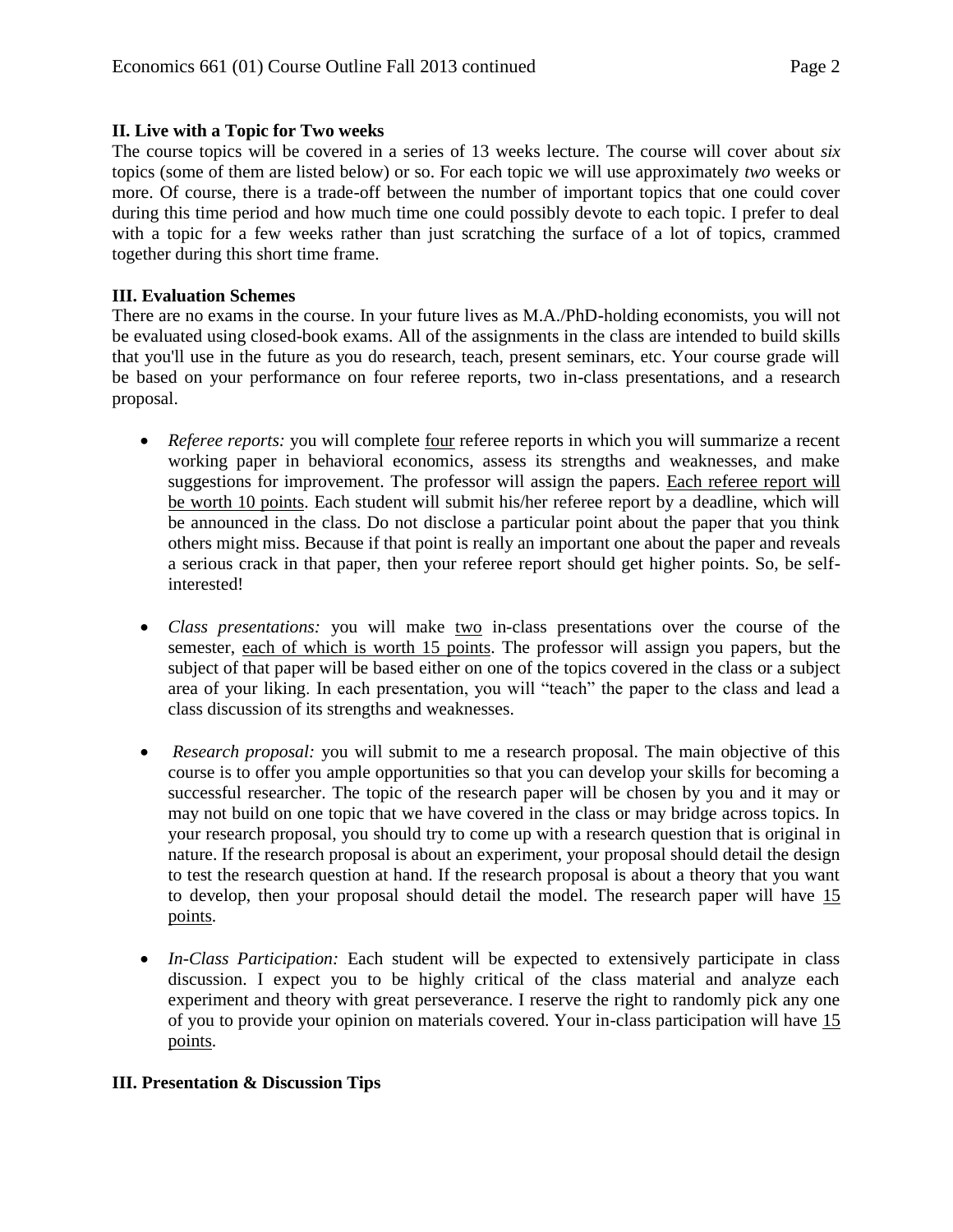## II. Live with a Topic for Two weeks

The course topics will be covered in a series of 13 weeks lecture. The course will cover about *six* topics (some of them are listed below) or so. For each topic we will use approximately *two* weeks or more. Of course, there is a trade-off between the number of important topics that one could cover during this time period and how much time one could possibly devote to each topic. I prefer to deal with a topic for a few weeks rather than just scratching the surface of a lot of topics, crammed together during this short time frame.

## III. Evaluation Schemes

There are no exams in the course. In your future lives as M.A./PhD-holding economists, you will not be evaluated using closed-book exams. All of the assignments in the class are intended to build skills that you'll use in the future as you do research, teach, present seminars, etc. Your course grade will be based on your performance on four referee reports, two in-class presentations, and a research proposal.

- *Referee reports:* you will complete <u>four</u> referee reports in which you will summarize a recent working paper in behavioral economics, assess its strengths and weaknesses, and make suggestions for improvement. The professor will assign the papers. <u>Each referee report will be worth 10 points</u>. Each student will submit his/her referee report by a deadline, which will be announced in the class. Do not disclose a particular point about the paper that you think others might miss. Because if that point is really an important one about the paper and reveals a serious crack in that paper, then your referee report should get higher points. So, be self-interested!

- *Class presentations:* you will make <u>two</u> in-class presentations over the course of the semester, <u>each of which is worth 15 points</u>. The professor will assign you papers, but the subject of that paper will be based either on one of the topics covered in the class or a subject area of your liking. In each presentation, you will "teach" the paper to the class and lead a class discussion of its strengths and weaknesses.

- *Research proposal:* you will submit to me a research proposal. The main objective of this course is to offer you ample opportunities so that you can develop your skills for becoming a successful researcher. The topic of the research paper will be chosen by you and it may or may not build on one topic that we have covered in the class or may bridge across topics. In your research proposal, you should try to come up with a research question that is original in nature. If the research proposal is about an experiment, your proposal should detail the design to test the research question at hand. If the research proposal is about a theory that you want to develop, then your proposal should detail the model. The research paper will have <u>15 points</u>.

- *In-Class Participation:* Each student will be expected to extensively participate in class discussion. I expect you to be highly critical of the class material and analyze each experiment and theory with great perseverance. I reserve the right to randomly pick any one of you to provide your opinion on materials covered. Your in-class participation will have <u>15 points</u>.

## III. Presentation & Discussion Tips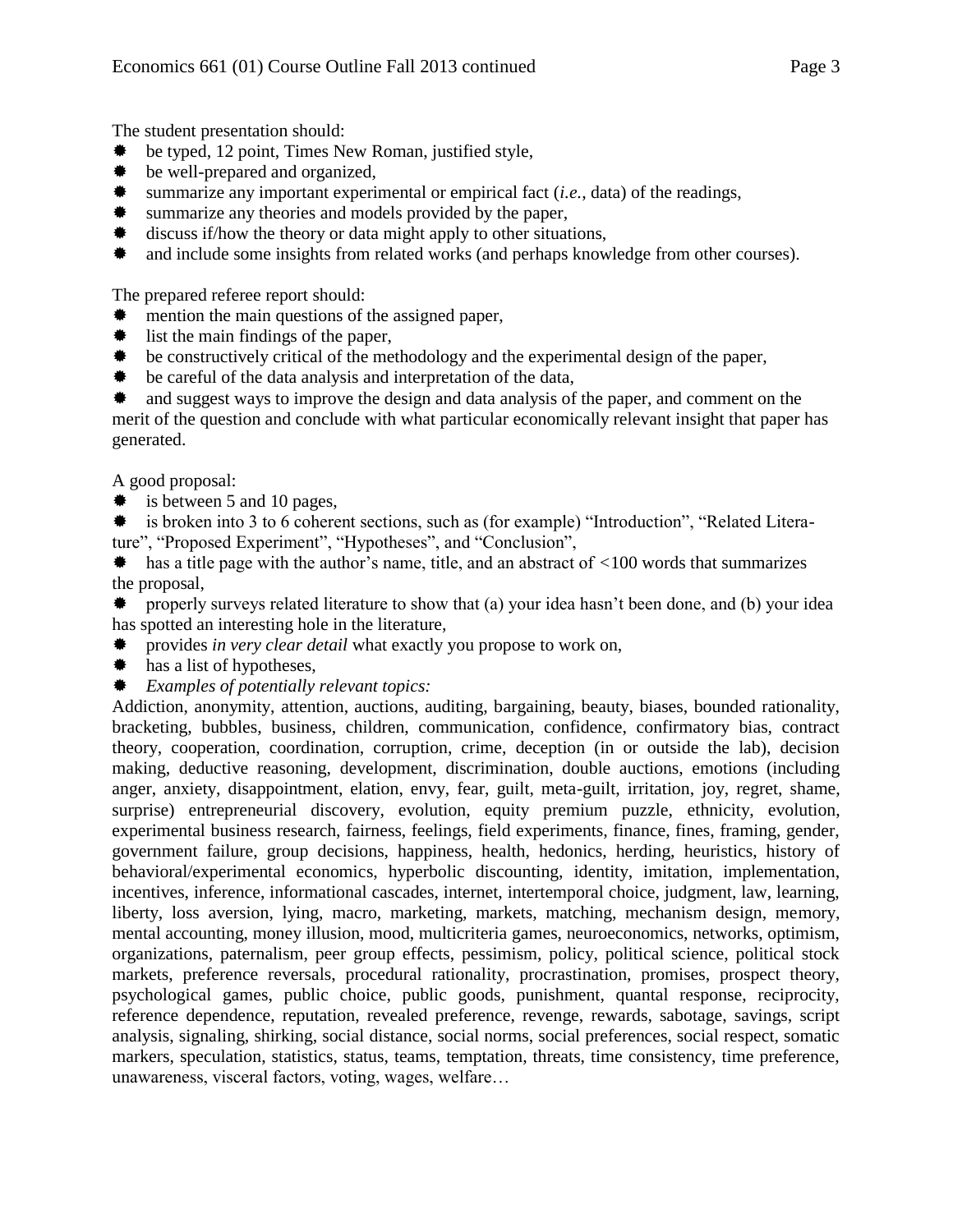The student presentation should:

- be typed, 12 point, Times New Roman, justified style,
- be well-prepared and organized,
- summarize any important experimental or empirical fact (*i.e.*, data) of the readings,
- summarize any theories and models provided by the paper,
- discuss if/how the theory or data might apply to other situations,
- and include some insights from related works (and perhaps knowledge from other courses).

The prepared referee report should:

- mention the main questions of the assigned paper,
- list the main findings of the paper,
- be constructively critical of the methodology and the experimental design of the paper,
- be careful of the data analysis and interpretation of the data,
- and suggest ways to improve the design and data analysis of the paper, and comment on the merit of the question and conclude with what particular economically relevant insight that paper has generated.

A good proposal:

- is between 5 and 10 pages,
- is broken into 3 to 6 coherent sections, such as (for example) "Introduction", "Related Literature", "Proposed Experiment", "Hypotheses", and "Conclusion",
- has a title page with the author's name, title, and an abstract of <100 words that summarizes the proposal,
- properly surveys related literature to show that (a) your idea hasn't been done, and (b) your idea has spotted an interesting hole in the literature,
- provides *in very clear detail* what exactly you propose to work on,
- has a list of hypotheses,
- *Examples of potentially relevant topics:*

Addiction, anonymity, attention, auctions, auditing, bargaining, beauty, biases, bounded rationality, bracketing, bubbles, business, children, communication, confidence, confirmatory bias, contract theory, cooperation, coordination, corruption, crime, deception (in or outside the lab), decision making, deductive reasoning, development, discrimination, double auctions, emotions (including anger, anxiety, disappointment, elation, envy, fear, guilt, meta-guilt, irritation, joy, regret, shame, surprise) entrepreneurial discovery, evolution, equity premium puzzle, ethnicity, evolution, experimental business research, fairness, feelings, field experiments, finance, fines, framing, gender, government failure, group decisions, happiness, health, hedonics, herding, heuristics, history of behavioral/experimental economics, hyperbolic discounting, identity, imitation, implementation, incentives, inference, informational cascades, internet, intertemporal choice, judgment, law, learning, liberty, loss aversion, lying, macro, marketing, markets, matching, mechanism design, memory, mental accounting, money illusion, mood, multicriteria games, neuroeconomics, networks, optimism, organizations, paternalism, peer group effects, pessimism, policy, political science, political stock markets, preference reversals, procedural rationality, procrastination, promises, prospect theory, psychological games, public choice, public goods, punishment, quantal response, reciprocity, reference dependence, reputation, revealed preference, revenge, rewards, sabotage, savings, script analysis, signaling, shirking, social distance, social norms, social preferences, social respect, somatic markers, speculation, statistics, status, teams, temptation, threats, time consistency, time preference, unawareness, visceral factors, voting, wages, welfare…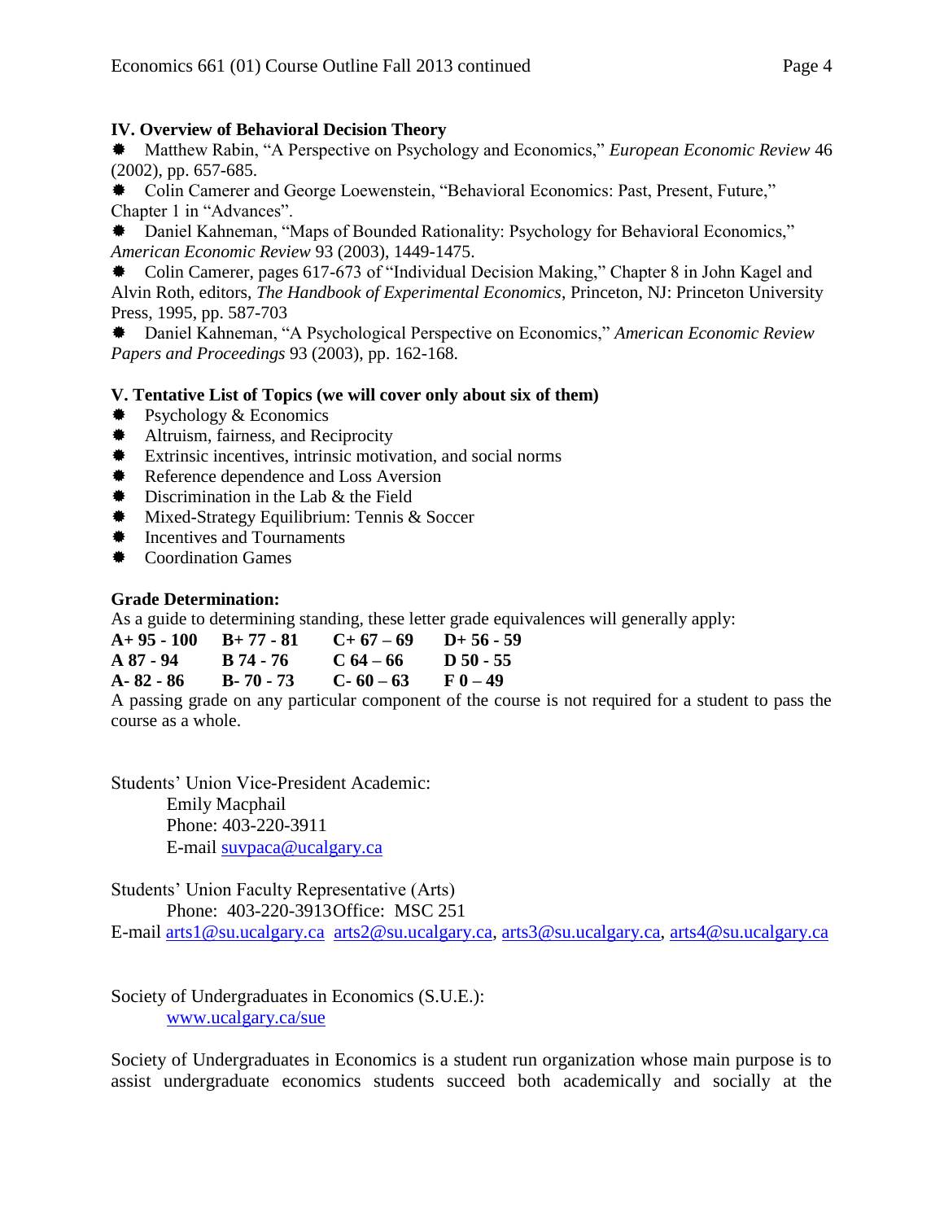## IV. Overview of Behavioral Decision Theory

- Matthew Rabin, "A Perspective on Psychology and Economics," *European Economic Review* 46 (2002), pp. 657-685.
- Colin Camerer and George Loewenstein, "Behavioral Economics: Past, Present, Future," Chapter 1 in "Advances".
- Daniel Kahneman, "Maps of Bounded Rationality: Psychology for Behavioral Economics," *American Economic Review* 93 (2003), 1449-1475.
- Colin Camerer, pages 617-673 of "Individual Decision Making," Chapter 8 in John Kagel and Alvin Roth, editors, *The Handbook of Experimental Economics*, Princeton, NJ: Princeton University Press, 1995, pp. 587-703
- Daniel Kahneman, "A Psychological Perspective on Economics," *American Economic Review Papers and Proceedings* 93 (2003), pp. 162-168.

## V. Tentative List of Topics (we will cover only about six of them)

- Psychology & Economics
- Altruism, fairness, and Reciprocity
- Extrinsic incentives, intrinsic motivation, and social norms
- Reference dependence and Loss Aversion
- Discrimination in the Lab & the Field
- Mixed-Strategy Equilibrium: Tennis & Soccer
- Incentives and Tournaments
- Coordination Games

## Grade Determination:

As a guide to determining standing, these letter grade equivalences will generally apply:

| | | | |
|---|---|---|---|
| **A+ 95 - 100** | **B+ 77 - 81** | **C+ 67 – 69** | **D+ 56 - 59** |
| **A 87 - 94** | **B 74 - 76** | **C 64 – 66** | **D 50 - 55** |
| **A- 82 - 86** | **B- 70 - 73** | **C- 60 – 63** | **F 0 – 49** |

A passing grade on any particular component of the course is not required for a student to pass the course as a whole.

Students' Union Vice-President Academic:
Emily Macphail
Phone: 403-220-3911
E-mail suvpaca@ucalgary.ca

Students' Union Faculty Representative (Arts)
Phone: 403-220-3913Office: MSC 251
E-mail arts1@su.ucalgary.ca arts2@su.ucalgary.ca, arts3@su.ucalgary.ca, arts4@su.ucalgary.ca

Society of Undergraduates in Economics (S.U.E.):
www.ucalgary.ca/sue

Society of Undergraduates in Economics is a student run organization whose main purpose is to assist undergraduate economics students succeed both academically and socially at the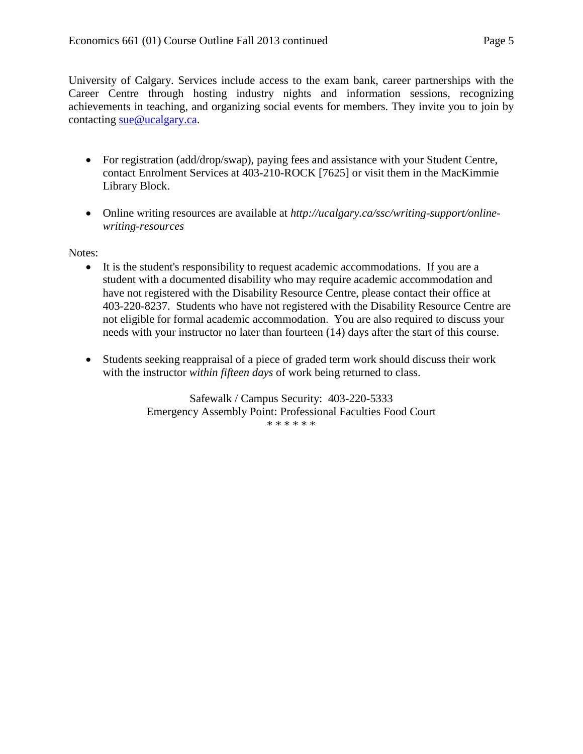University of Calgary. Services include access to the exam bank, career partnerships with the Career Centre through hosting industry nights and information sessions, recognizing achievements in teaching, and organizing social events for members. They invite you to join by contacting sue@ucalgary.ca.

- For registration (add/drop/swap), paying fees and assistance with your Student Centre, contact Enrolment Services at 403-210-ROCK [7625] or visit them in the MacKimmie Library Block.

- Online writing resources are available at *http://ucalgary.ca/ssc/writing-support/online-writing-resources*

Notes:

- It is the student's responsibility to request academic accommodations. If you are a student with a documented disability who may require academic accommodation and have not registered with the Disability Resource Centre, please contact their office at 403-220-8237. Students who have not registered with the Disability Resource Centre are not eligible for formal academic accommodation. You are also required to discuss your needs with your instructor no later than fourteen (14) days after the start of this course.

- Students seeking reappraisal of a piece of graded term work should discuss their work with the instructor *within fifteen days* of work being returned to class.

Safewalk / Campus Security: 403-220-5333
Emergency Assembly Point: Professional Faculties Food Court
* * * * * *